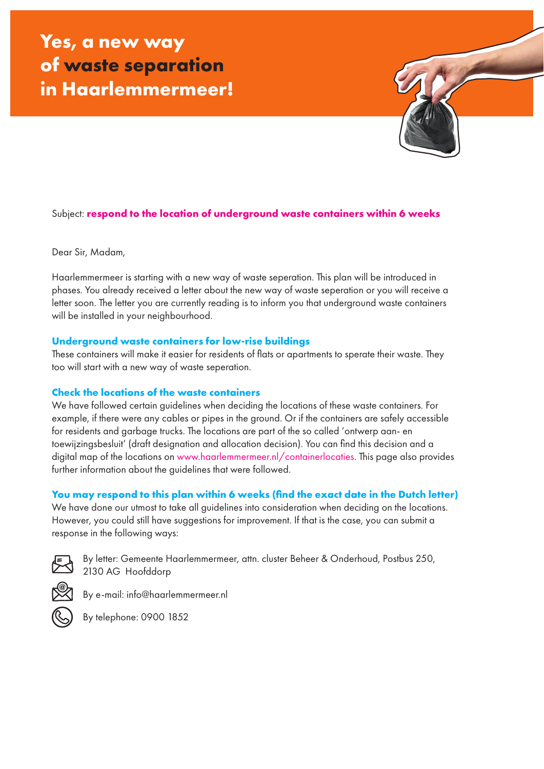# Yes, a new way of waste separation in Haarlemmermeer!

Subject: **respond to the location of underground waste containers within 6 weeks**

Dear Sir, Madam,

Haarlemmermeer is starting with a new way of waste seperation. This plan will be introduced in phases. You already received a letter about the new way of waste seperation or you will receive a letter soon. The letter you are currently reading is to inform you that underground waste containers will be installed in your neighbourhood.

### Underground waste containers for low-rise buildings

These containers will make it easier for residents of flats or apartments to sperate their waste. They too will start with a new way of waste seperation.

### Check the locations of the waste containers

We have followed certain guidelines when deciding the locations of these waste containers. For example, if there were any cables or pipes in the ground. Or if the containers are safely accessible for residents and garbage trucks. The locations are part of the so called 'ontwerp aan- en toewijzingsbesluit' (draft designation and allocation decision). You can find this decision and a digital map of the locations on www.haarlemmermeer.nl/containerlocaties. This page also provides further information about the guidelines that were followed.

### You may respond to this plan within 6 weeks (find the exact date in the Dutch letter)

We have done our utmost to take all guidelines into consideration when deciding on the locations. However, you could still have suggestions for improvement. If that is the case, you can submit a response in the following ways:

- By letter: Gemeente Haarlemmermeer, attn. cluster Beheer & Onderhoud, Postbus 250, 2130 AG Hoofddorp
- By e-mail: info@haarlemmermeer.nl
- By telephone: 0900 1852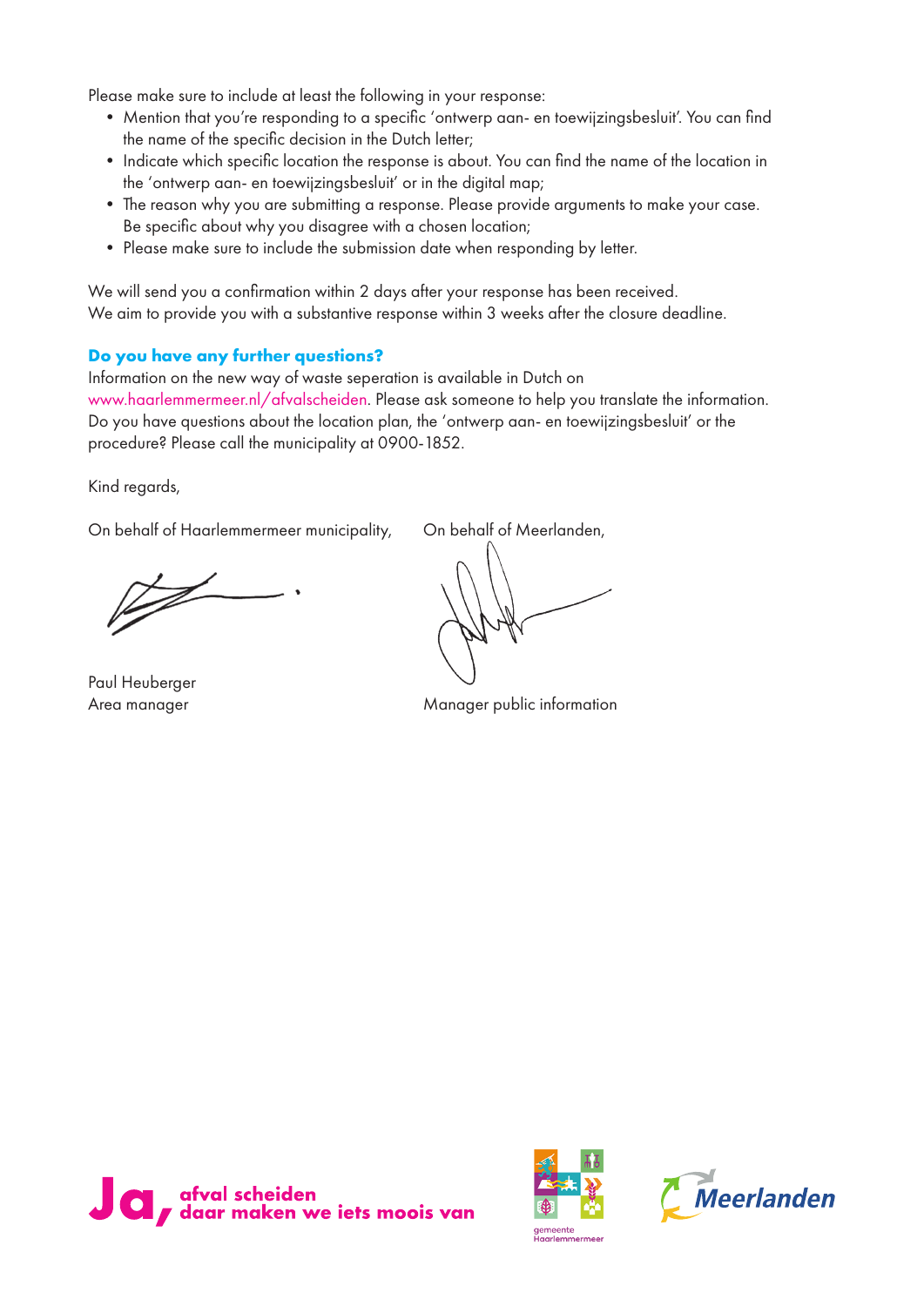Please make sure to include at least the following in your response:

- Mention that you're responding to a specific 'ontwerp aan- en toewijzingsbesluit'. You can find the name of the specific decision in the Dutch letter;
- Indicate which specific location the response is about. You can find the name of the location in the 'ontwerp aan- en toewijzingsbesluit' or in the digital map;
- The reason why you are submitting a response. Please provide arguments to make your case. Be specific about why you disagree with a chosen location;
- Please make sure to include the submission date when responding by letter.

We will send you a confirmation within 2 days after your response has been received.
We aim to provide you with a substantive response within 3 weeks after the closure deadline.

**Do you have any further questions?**

Information on the new way of waste seperation is available in Dutch on www.haarlemmermeer.nl/afvalscheiden. Please ask someone to help you translate the information. Do you have questions about the location plan, the 'ontwerp aan- en toewijzingsbesluit' or the procedure? Please call the municipality at 0900-1852.

Kind regards,

On behalf of Haarlemmermeer municipality,

Paul Heuberger
Area manager

On behalf of Meerlanden,

Manager public information

**Ja, afval scheiden daar maken we iets moois van**

gemeente Haarlemmermeer

Meerlanden